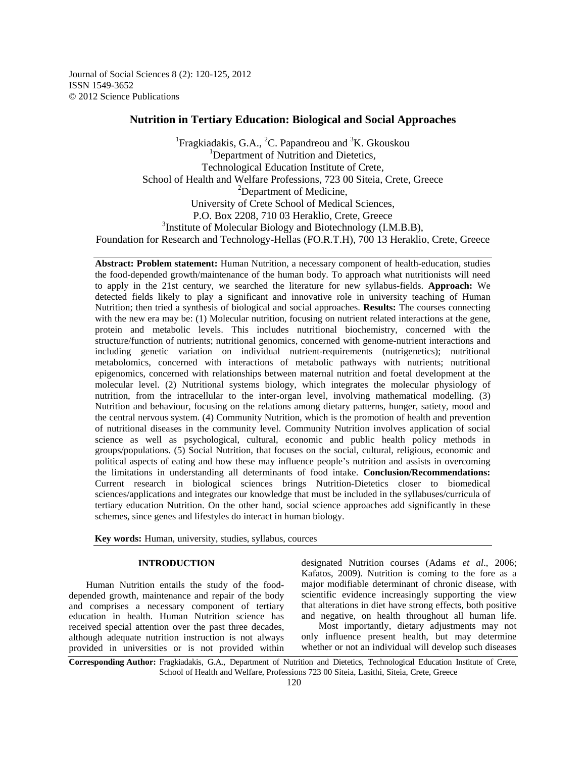Journal of Social Sciences 8 (2): 120-125, 2012
ISSN 1549-3652
© 2012 Science Publications

# Nutrition in Tertiary Education: Biological and Social Approaches

[1]Fragkiadakis, G.A., [2]C. Papandreou and [3]K. Gkouskou
[1]Department of Nutrition and Dietetics,
Technological Education Institute of Crete,
School of Health and Welfare Professions, 723 00 Siteia, Crete, Greece
[2]Department of Medicine,
University of Crete School of Medical Sciences,
P.O. Box 2208, 710 03 Heraklio, Crete, Greece
[3]Institute of Molecular Biology and Biotechnology (I.M.B.B),
Foundation for Research and Technology-Hellas (FO.R.T.H), 700 13 Heraklio, Crete, Greece

**Abstract: Problem statement:** Human Nutrition, a necessary component of health-education, studies the food-depended growth/maintenance of the human body. To approach what nutritionists will need to apply in the 21st century, we searched the literature for new syllabus-fields. **Approach:** We detected fields likely to play a significant and innovative role in university teaching of Human Nutrition; then tried a synthesis of biological and social approaches. **Results:** The courses connecting with the new era may be: (1) Molecular nutrition, focusing on nutrient related interactions at the gene, protein and metabolic levels. This includes nutritional biochemistry, concerned with the structure/function of nutrients; nutritional genomics, concerned with genome-nutrient interactions and including genetic variation on individual nutrient-requirements (nutrigenetics); nutritional metabolomics, concerned with interactions of metabolic pathways with nutrients; nutritional epigenomics, concerned with relationships between maternal nutrition and foetal development at the molecular level. (2) Nutritional systems biology, which integrates the molecular physiology of nutrition, from the intracellular to the inter-organ level, involving mathematical modelling. (3) Nutrition and behaviour, focusing on the relations among dietary patterns, hunger, satiety, mood and the central nervous system. (4) Community Nutrition, which is the promotion of health and prevention of nutritional diseases in the community level. Community Nutrition involves application of social science as well as psychological, cultural, economic and public health policy methods in groups/populations. (5) Social Nutrition, that focuses on the social, cultural, religious, economic and political aspects of eating and how these may influence people's nutrition and assists in overcoming the limitations in understanding all determinants of food intake. **Conclusion/Recommendations:** Current research in biological sciences brings Nutrition-Dietetics closer to biomedical sciences/applications and integrates our knowledge that must be included in the syllabuses/curricula of tertiary education Nutrition. On the other hand, social science approaches add significantly in these schemes, since genes and lifestyles do interact in human biology.

**Key words:** Human, university, studies, syllabus, cources

## INTRODUCTION

Human Nutrition entails the study of the food-depended growth, maintenance and repair of the body and comprises a necessary component of tertiary education in health. Human Nutrition science has received special attention over the past three decades, although adequate nutrition instruction is not always provided in universities or is not provided within designated Nutrition courses (Adams *et al*., 2006; Kafatos, 2009). Nutrition is coming to the fore as a major modifiable determinant of chronic disease, with scientific evidence increasingly supporting the view that alterations in diet have strong effects, both positive and negative, on health throughout all human life.

Most importantly, dietary adjustments may not only influence present health, but may determine whether or not an individual will develop such diseases

**Corresponding Author:** Fragkiadakis, G.A., Department of Nutrition and Dietetics, Technological Education Institute of Crete, School of Health and Welfare, Professions 723 00 Siteia, Lasithi, Siteia, Crete, Greece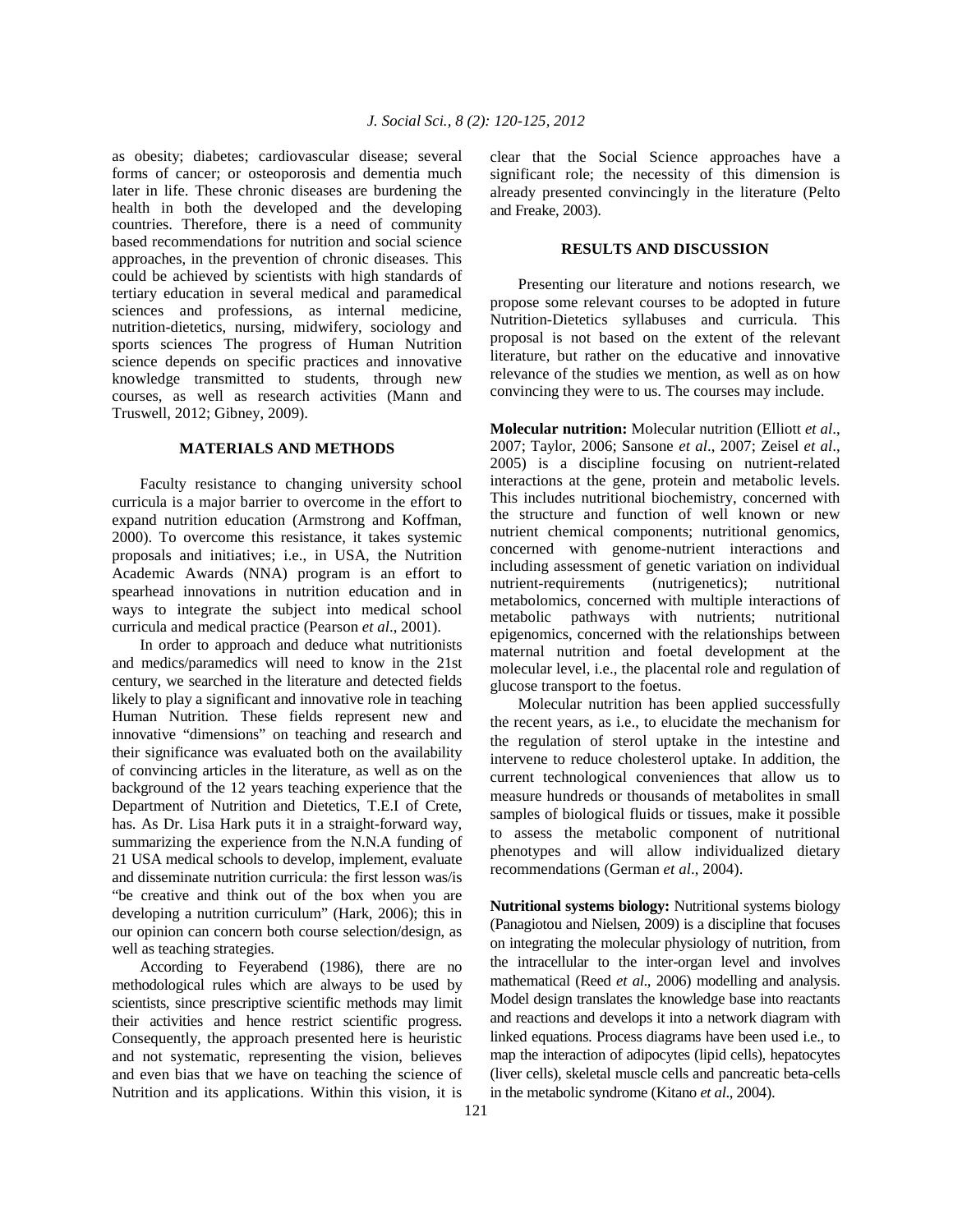as obesity; diabetes; cardiovascular disease; several forms of cancer; or osteoporosis and dementia much later in life. These chronic diseases are burdening the health in both the developed and the developing countries. Therefore, there is a need of community based recommendations for nutrition and social science approaches, in the prevention of chronic diseases. This could be achieved by scientists with high standards of tertiary education in several medical and paramedical sciences and professions, as internal medicine, nutrition-dietetics, nursing, midwifery, sociology and sports sciences The progress of Human Nutrition science depends on specific practices and innovative knowledge transmitted to students, through new courses, as well as research activities (Mann and Truswell, 2012; Gibney, 2009).

## MATERIALS AND METHODS

Faculty resistance to changing university school curricula is a major barrier to overcome in the effort to expand nutrition education (Armstrong and Koffman, 2000). To overcome this resistance, it takes systemic proposals and initiatives; i.e., in USA, the Nutrition Academic Awards (NNA) program is an effort to spearhead innovations in nutrition education and in ways to integrate the subject into medical school curricula and medical practice (Pearson *et al*., 2001).

In order to approach and deduce what nutritionists and medics/paramedics will need to know in the 21st century, we searched in the literature and detected fields likely to play a significant and innovative role in teaching Human Nutrition. These fields represent new and innovative "dimensions" on teaching and research and their significance was evaluated both on the availability of convincing articles in the literature, as well as on the background of the 12 years teaching experience that the Department of Nutrition and Dietetics, T.E.I of Crete, has. As Dr. Lisa Hark puts it in a straight-forward way, summarizing the experience from the N.N.A funding of 21 USA medical schools to develop, implement, evaluate and disseminate nutrition curricula: the first lesson was/is "be creative and think out of the box when you are developing a nutrition curriculum" (Hark, 2006); this in our opinion can concern both course selection/design, as well as teaching strategies.

According to Feyerabend (1986), there are no methodological rules which are always to be used by scientists, since prescriptive scientific methods may limit their activities and hence restrict scientific progress. Consequently, the approach presented here is heuristic and not systematic, representing the vision, believes and even bias that we have on teaching the science of Nutrition and its applications. Within this vision, it is clear that the Social Science approaches have a significant role; the necessity of this dimension is already presented convincingly in the literature (Pelto and Freake, 2003).

## RESULTS AND DISCUSSION

Presenting our literature and notions research, we propose some relevant courses to be adopted in future Nutrition-Dietetics syllabuses and curricula. This proposal is not based on the extent of the relevant literature, but rather on the educative and innovative relevance of the studies we mention, as well as on how convincing they were to us. The courses may include.

**Molecular nutrition:** Molecular nutrition (Elliott *et al*., 2007; Taylor, 2006; Sansone *et al*., 2007; Zeisel *et al*., 2005) is a discipline focusing on nutrient-related interactions at the gene, protein and metabolic levels. This includes nutritional biochemistry, concerned with the structure and function of well known or new nutrient chemical components; nutritional genomics, concerned with genome-nutrient interactions and including assessment of genetic variation on individual nutrient-requirements (nutrigenetics); nutritional metabolomics, concerned with multiple interactions of metabolic pathways with nutrients; nutritional epigenomics, concerned with the relationships between maternal nutrition and foetal development at the molecular level, i.e., the placental role and regulation of glucose transport to the foetus.

Molecular nutrition has been applied successfully the recent years, as i.e., to elucidate the mechanism for the regulation of sterol uptake in the intestine and intervene to reduce cholesterol uptake. In addition, the current technological conveniences that allow us to measure hundreds or thousands of metabolites in small samples of biological fluids or tissues, make it possible to assess the metabolic component of nutritional phenotypes and will allow individualized dietary recommendations (German *et al*., 2004).

**Nutritional systems biology:** Nutritional systems biology (Panagiotou and Nielsen, 2009) is a discipline that focuses on integrating the molecular physiology of nutrition, from the intracellular to the inter-organ level and involves mathematical (Reed *et al*., 2006) modelling and analysis. Model design translates the knowledge base into reactants and reactions and develops it into a network diagram with linked equations. Process diagrams have been used i.e., to map the interaction of adipocytes (lipid cells), hepatocytes (liver cells), skeletal muscle cells and pancreatic beta-cells in the metabolic syndrome (Kitano *et al*., 2004).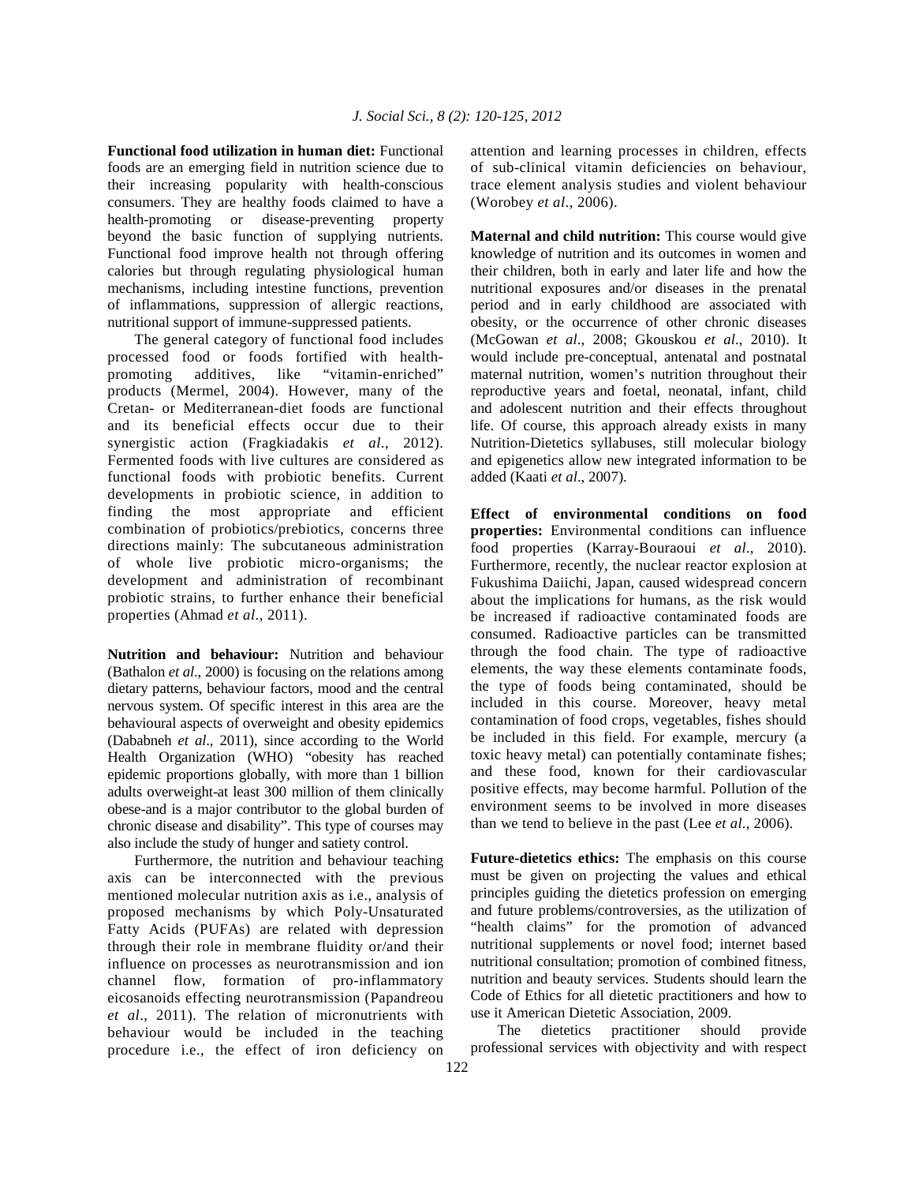**Functional food utilization in human diet:** Functional foods are an emerging field in nutrition science due to their increasing popularity with health-conscious consumers. They are healthy foods claimed to have a health-promoting or disease-preventing property beyond the basic function of supplying nutrients. Functional food improve health not through offering calories but through regulating physiological human mechanisms, including intestine functions, prevention of inflammations, suppression of allergic reactions, nutritional support of immune-suppressed patients.

The general category of functional food includes processed food or foods fortified with health-promoting additives, like "vitamin-enriched" products (Mermel, 2004). However, many of the Cretan- or Mediterranean-diet foods are functional and its beneficial effects occur due to their synergistic action (Fragkiadakis *et al*., 2012). Fermented foods with live cultures are considered as functional foods with probiotic benefits. Current developments in probiotic science, in addition to finding the most appropriate and efficient combination of probiotics/prebiotics, concerns three directions mainly: The subcutaneous administration of whole live probiotic micro-organisms; the development and administration of recombinant probiotic strains, to further enhance their beneficial properties (Ahmad *et al*., 2011).

**Nutrition and behaviour:** Nutrition and behaviour (Bathalon *et al*., 2000) is focusing on the relations among dietary patterns, behaviour factors, mood and the central nervous system. Of specific interest in this area are the behavioural aspects of overweight and obesity epidemics (Dababneh *et al*., 2011), since according to the World Health Organization (WHO) "obesity has reached epidemic proportions globally, with more than 1 billion adults overweight-at least 300 million of them clinically obese-and is a major contributor to the global burden of chronic disease and disability". This type of courses may also include the study of hunger and satiety control.

Furthermore, the nutrition and behaviour teaching axis can be interconnected with the previous mentioned molecular nutrition axis as i.e., analysis of proposed mechanisms by which Poly-Unsaturated Fatty Acids (PUFAs) are related with depression through their role in membrane fluidity or/and their influence on processes as neurotransmission and ion channel flow, formation of pro-inflammatory eicosanoids effecting neurotransmission (Papandreou *et al*., 2011). The relation of micronutrients with behaviour would be included in the teaching procedure i.e., the effect of iron deficiency on attention and learning processes in children, effects of sub-clinical vitamin deficiencies on behaviour, trace element analysis studies and violent behaviour (Worobey *et al*., 2006).

**Maternal and child nutrition:** This course would give knowledge of nutrition and its outcomes in women and their children, both in early and later life and how the nutritional exposures and/or diseases in the prenatal period and in early childhood are associated with obesity, or the occurrence of other chronic diseases (McGowan *et al*., 2008; Gkouskou *et al*., 2010). It would include pre-conceptual, antenatal and postnatal maternal nutrition, women's nutrition throughout their reproductive years and foetal, neonatal, infant, child and adolescent nutrition and their effects throughout life. Of course, this approach already exists in many Nutrition-Dietetics syllabuses, still molecular biology and epigenetics allow new integrated information to be added (Kaati *et al*., 2007).

**Effect of environmental conditions on food properties:** Environmental conditions can influence food properties (Karray-Bouraoui *et al*., 2010). Furthermore, recently, the nuclear reactor explosion at Fukushima Daiichi, Japan, caused widespread concern about the implications for humans, as the risk would be increased if radioactive contaminated foods are consumed. Radioactive particles can be transmitted through the food chain. The type of radioactive elements, the way these elements contaminate foods, the type of foods being contaminated, should be included in this course. Moreover, heavy metal contamination of food crops, vegetables, fishes should be included in this field. For example, mercury (a toxic heavy metal) can potentially contaminate fishes; and these food, known for their cardiovascular positive effects, may become harmful. Pollution of the environment seems to be involved in more diseases than we tend to believe in the past (Lee *et al*., 2006).

**Future-dietetics ethics:** The emphasis on this course must be given on projecting the values and ethical principles guiding the dietetics profession on emerging and future problems/controversies, as the utilization of "health claims" for the promotion of advanced nutritional supplements or novel food; internet based nutritional consultation; promotion of combined fitness, nutrition and beauty services. Students should learn the Code of Ethics for all dietetic practitioners and how to use it American Dietetic Association, 2009.

The dietetics practitioner should provide professional services with objectivity and with respect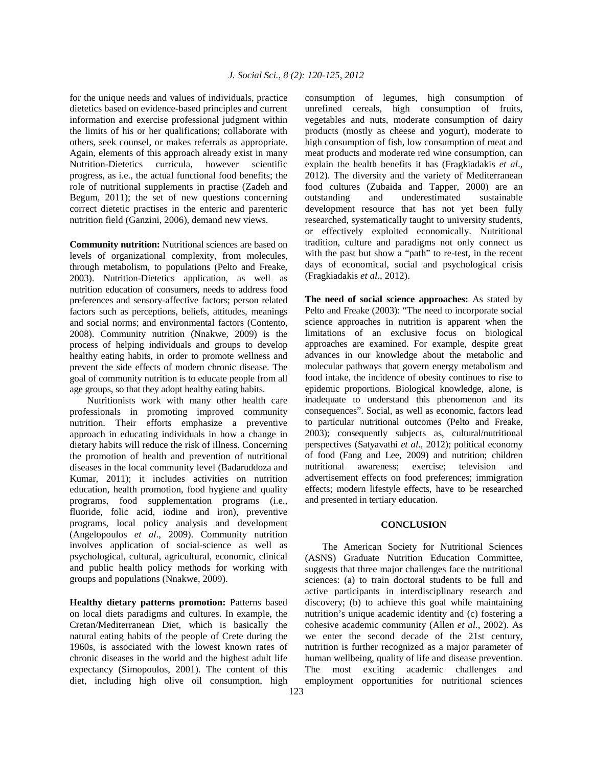for the unique needs and values of individuals, practice dietetics based on evidence-based principles and current information and exercise professional judgment within the limits of his or her qualifications; collaborate with others, seek counsel, or makes referrals as appropriate. Again, elements of this approach already exist in many Nutrition-Dietetics curricula, however scientific progress, as i.e., the actual functional food benefits; the role of nutritional supplements in practise (Zadeh and Begum, 2011); the set of new questions concerning correct dietetic practises in the enteric and parenteric nutrition field (Ganzini, 2006), demand new views.

**Community nutrition:** Nutritional sciences are based on levels of organizational complexity, from molecules, through metabolism, to populations (Pelto and Freake, 2003). Nutrition-Dietetics application, as well as nutrition education of consumers, needs to address food preferences and sensory-affective factors; person related factors such as perceptions, beliefs, attitudes, meanings and social norms; and environmental factors (Contento, 2008). Community nutrition (Nnakwe, 2009) is the process of helping individuals and groups to develop healthy eating habits, in order to promote wellness and prevent the side effects of modern chronic disease. The goal of community nutrition is to educate people from all age groups, so that they adopt healthy eating habits.

Nutritionists work with many other health care professionals in promoting improved community nutrition. Their efforts emphasize a preventive approach in educating individuals in how a change in dietary habits will reduce the risk of illness. Concerning the promotion of health and prevention of nutritional diseases in the local community level (Badaruddoza and Kumar, 2011); it includes activities on nutrition education, health promotion, food hygiene and quality programs, food supplementation programs (i.e., fluoride, folic acid, iodine and iron), preventive programs, local policy analysis and development (Angelopoulos *et al*., 2009). Community nutrition involves application of social-science as well as psychological, cultural, agricultural, economic, clinical and public health policy methods for working with groups and populations (Nnakwe, 2009).

**Healthy dietary patterns promotion:** Patterns based on local diets paradigms and cultures. In example, the Cretan/Mediterranean Diet, which is basically the natural eating habits of the people of Crete during the 1960s, is associated with the lowest known rates of chronic diseases in the world and the highest adult life expectancy (Simopoulos, 2001). The content of this diet, including high olive oil consumption, high consumption of legumes, high consumption of unrefined cereals, high consumption of fruits, vegetables and nuts, moderate consumption of dairy products (mostly as cheese and yogurt), moderate to high consumption of fish, low consumption of meat and meat products and moderate red wine consumption, can explain the health benefits it has (Fragkiadakis *et al*., 2012). The diversity and the variety of Mediterranean food cultures (Zubaida and Tapper, 2000) are an outstanding and underestimated sustainable development resource that has not yet been fully researched, systematically taught to university students, or effectively exploited economically. Nutritional tradition, culture and paradigms not only connect us with the past but show a "path" to re-test, in the recent days of economical, social and psychological crisis (Fragkiadakis *et al*., 2012).

**The need of social science approaches:** As stated by Pelto and Freake (2003): "The need to incorporate social science approaches in nutrition is apparent when the limitations of an exclusive focus on biological approaches are examined. For example, despite great advances in our knowledge about the metabolic and molecular pathways that govern energy metabolism and food intake, the incidence of obesity continues to rise to epidemic proportions. Biological knowledge, alone, is inadequate to understand this phenomenon and its consequences". Social, as well as economic, factors lead to particular nutritional outcomes (Pelto and Freake, 2003); consequently subjects as, cultural/nutritional perspectives (Satyavathi *et al*., 2012); political economy of food (Fang and Lee, 2009) and nutrition; children nutritional awareness; exercise; television and advertisement effects on food preferences; immigration effects; modern lifestyle effects, have to be researched and presented in tertiary education.

## CONCLUSION

The American Society for Nutritional Sciences (ASNS) Graduate Nutrition Education Committee, suggests that three major challenges face the nutritional sciences: (a) to train doctoral students to be full and active participants in interdisciplinary research and discovery; (b) to achieve this goal while maintaining nutrition's unique academic identity and (c) fostering a cohesive academic community (Allen *et al*., 2002). As we enter the second decade of the 21st century, nutrition is further recognized as a major parameter of human wellbeing, quality of life and disease prevention. The most exciting academic challenges and employment opportunities for nutritional sciences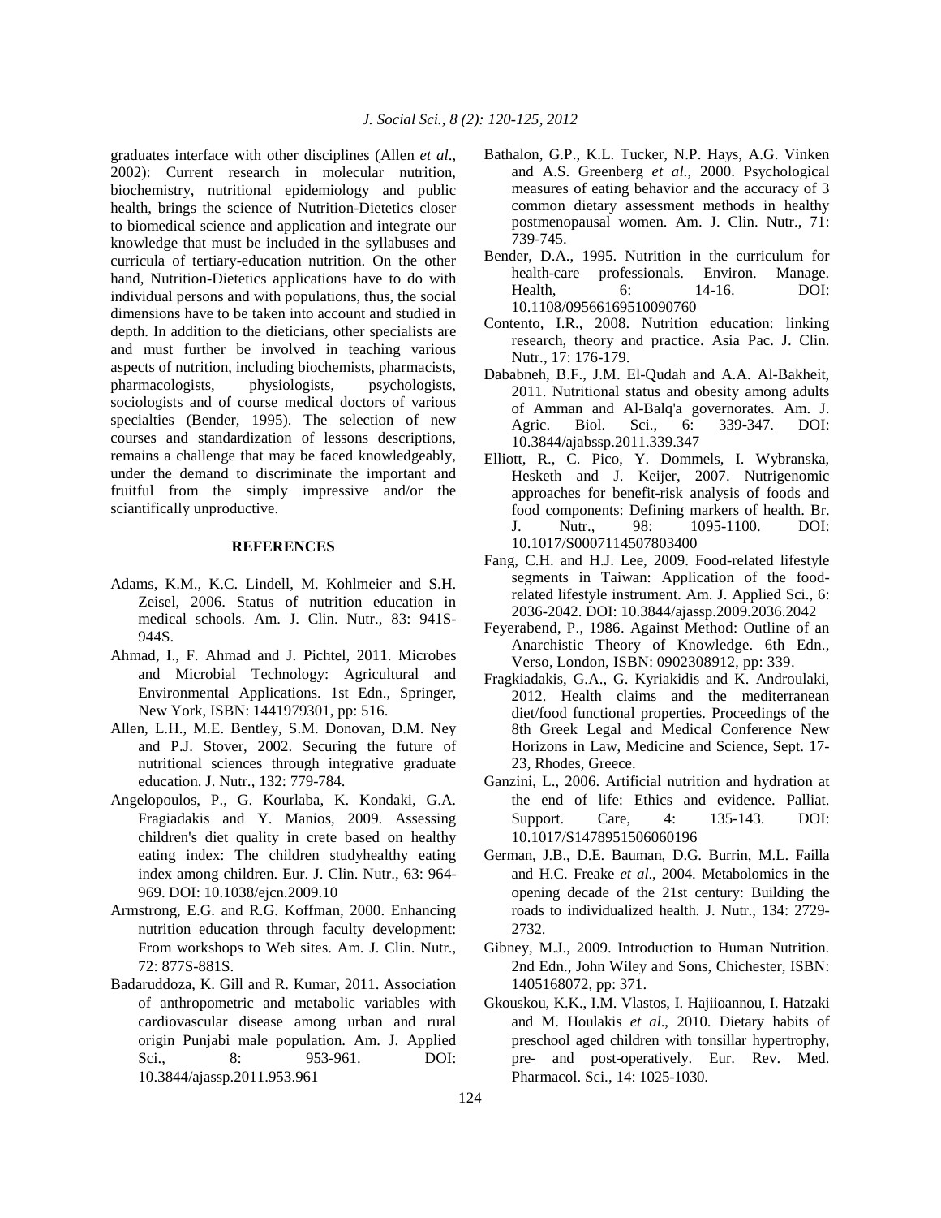graduates interface with other disciplines (Allen *et al*., 2002): Current research in molecular nutrition, biochemistry, nutritional epidemiology and public health, brings the science of Nutrition-Dietetics closer to biomedical science and application and integrate our knowledge that must be included in the syllabuses and curricula of tertiary-education nutrition. On the other hand, Nutrition-Dietetics applications have to do with individual persons and with populations, thus, the social dimensions have to be taken into account and studied in depth. In addition to the dieticians, other specialists are and must further be involved in teaching various aspects of nutrition, including biochemists, pharmacists, pharmacologists, physiologists, psychologists, sociologists and of course medical doctors of various specialties (Bender, 1995). The selection of new courses and standardization of lessons descriptions, remains a challenge that may be faced knowledgeably, under the demand to discriminate the important and fruitful from the simply impressive and/or the sciantifically unproductive.

## REFERENCES

Adams, K.M., K.C. Lindell, M. Kohlmeier and S.H. Zeisel, 2006. Status of nutrition education in medical schools. Am. J. Clin. Nutr., 83: 941S-944S.

Ahmad, I., F. Ahmad and J. Pichtel, 2011. Microbes and Microbial Technology: Agricultural and Environmental Applications. 1st Edn., Springer, New York, ISBN: 1441979301, pp: 516.

Allen, L.H., M.E. Bentley, S.M. Donovan, D.M. Ney and P.J. Stover, 2002. Securing the future of nutritional sciences through integrative graduate education. J. Nutr., 132: 779-784.

Angelopoulos, P., G. Kourlaba, K. Kondaki, G.A. Fragiadakis and Y. Manios, 2009. Assessing children's diet quality in crete based on healthy eating index: The children studyhealthy eating index among children. Eur. J. Clin. Nutr., 63: 964-969. DOI: 10.1038/ejcn.2009.10

Armstrong, E.G. and R.G. Koffman, 2000. Enhancing nutrition education through faculty development: From workshops to Web sites. Am. J. Clin. Nutr., 72: 877S-881S.

Badaruddoza, K. Gill and R. Kumar, 2011. Association of anthropometric and metabolic variables with cardiovascular disease among urban and rural origin Punjabi male population. Am. J. Applied Sci., 8: 953-961. DOI: 10.3844/ajassp.2011.953.961

Bathalon, G.P., K.L. Tucker, N.P. Hays, A.G. Vinken and A.S. Greenberg *et al*., 2000. Psychological measures of eating behavior and the accuracy of 3 common dietary assessment methods in healthy postmenopausal women. Am. J. Clin. Nutr., 71: 739-745.

Bender, D.A., 1995. Nutrition in the curriculum for health-care professionals. Environ. Manage. Health, 6: 14-16. DOI: 10.1108/09566169510090760

Contento, I.R., 2008. Nutrition education: linking research, theory and practice. Asia Pac. J. Clin. Nutr., 17: 176-179.

Dababneh, B.F., J.M. El-Qudah and A.A. Al-Bakheit, 2011. Nutritional status and obesity among adults of Amman and Al-Balq'a governorates. Am. J. Agric. Biol. Sci., 6: 339-347. DOI: 10.3844/ajabssp.2011.339.347

Elliott, R., C. Pico, Y. Dommels, I. Wybranska, Hesketh and J. Keijer, 2007. Nutrigenomic approaches for benefit-risk analysis of foods and food components: Defining markers of health. Br. J. Nutr., 98: 1095-1100. DOI: 10.1017/S0007114507803400

Fang, C.H. and H.J. Lee, 2009. Food-related lifestyle segments in Taiwan: Application of the food-related lifestyle instrument. Am. J. Applied Sci., 6: 2036-2042. DOI: 10.3844/ajassp.2009.2036.2042

Feyerabend, P., 1986. Against Method: Outline of an Anarchistic Theory of Knowledge. 6th Edn., Verso, London, ISBN: 0902308912, pp: 339.

Fragkiadakis, G.A., G. Kyriakidis and K. Androulaki, 2012. Health claims and the mediterranean diet/food functional properties. Proceedings of the 8th Greek Legal and Medical Conference New Horizons in Law, Medicine and Science, Sept. 17-23, Rhodes, Greece.

Ganzini, L., 2006. Artificial nutrition and hydration at the end of life: Ethics and evidence. Palliat. Support. Care, 4: 135-143. DOI: 10.1017/S1478951506060196

German, J.B., D.E. Bauman, D.G. Burrin, M.L. Failla and H.C. Freake *et al*., 2004. Metabolomics in the opening decade of the 21st century: Building the roads to individualized health. J. Nutr., 134: 2729-2732.

Gibney, M.J., 2009. Introduction to Human Nutrition. 2nd Edn., John Wiley and Sons, Chichester, ISBN: 1405168072, pp: 371.

Gkouskou, K.K., I.M. Vlastos, I. Hajiioannou, I. Hatzaki and M. Houlakis *et al*., 2010. Dietary habits of preschool aged children with tonsillar hypertrophy, pre- and post-operatively. Eur. Rev. Med. Pharmacol. Sci., 14: 1025-1030.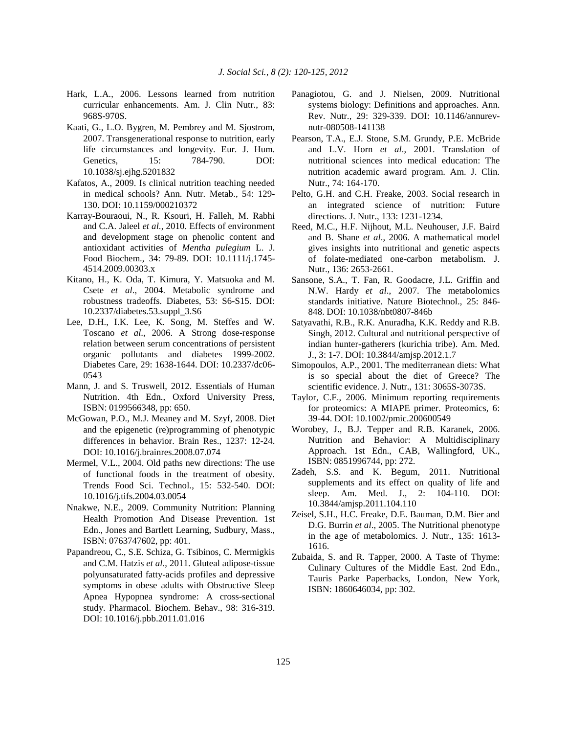Hark, L.A., 2006. Lessons learned from nutrition curricular enhancements. Am. J. Clin Nutr., 83: 968S-970S.

Kaati, G., L.O. Bygren, M. Pembrey and M. Sjostrom, 2007. Transgenerational response to nutrition, early life circumstances and longevity. Eur. J. Hum. Genetics, 15: 784-790. DOI: 10.1038/sj.ejhg.5201832

Kafatos, A., 2009. Is clinical nutrition teaching needed in medical schools? Ann. Nutr. Metab., 54: 129-130. DOI: 10.1159/000210372

Karray-Bouraoui, N., R. Ksouri, H. Falleh, M. Rabhi and C.A. Jaleel *et al*., 2010. Effects of environment and development stage on phenolic content and antioxidant activities of *Mentha pulegium* L. J. Food Biochem., 34: 79-89. DOI: 10.1111/j.1745-4514.2009.00303.x

Kitano, H., K. Oda, T. Kimura, Y. Matsuoka and M. Csete *et al*., 2004. Metabolic syndrome and robustness tradeoffs. Diabetes, 53: S6-S15. DOI: 10.2337/diabetes.53.suppl_3.S6

Lee, D.H., I.K. Lee, K. Song, M. Steffes and W. Toscano *et al*., 2006. A Strong dose-response relation between serum concentrations of persistent organic pollutants and diabetes 1999-2002. Diabetes Care, 29: 1638-1644. DOI: 10.2337/dc06-0543

Mann, J. and S. Truswell, 2012. Essentials of Human Nutrition. 4th Edn., Oxford University Press, ISBN: 0199566348, pp: 650.

McGowan, P.O., M.J. Meaney and M. Szyf, 2008. Diet and the epigenetic (re)programming of phenotypic differences in behavior. Brain Res., 1237: 12-24. DOI: 10.1016/j.brainres.2008.07.074

Mermel, V.L., 2004. Old paths new directions: The use of functional foods in the treatment of obesity. Trends Food Sci. Technol., 15: 532-540. DOI: 10.1016/j.tifs.2004.03.0054

Nnakwe, N.E., 2009. Community Nutrition: Planning Health Promotion And Disease Prevention. 1st Edn., Jones and Bartlett Learning, Sudbury, Mass., ISBN: 0763747602, pp: 401.

Papandreou, C., S.E. Schiza, G. Tsibinos, C. Mermigkis and C.M. Hatzis *et al*., 2011. Gluteal adipose-tissue polyunsaturated fatty-acids profiles and depressive symptoms in obese adults with Obstructive Sleep Apnea Hypopnea syndrome: A cross-sectional study. Pharmacol. Biochem. Behav., 98: 316-319. DOI: 10.1016/j.pbb.2011.01.016

Panagiotou, G. and J. Nielsen, 2009. Nutritional systems biology: Definitions and approaches. Ann. Rev. Nutr., 29: 329-339. DOI: 10.1146/annurev-nutr-080508-141138

Pearson, T.A., E.J. Stone, S.M. Grundy, P.E. McBride and L.V. Horn *et al*., 2001. Translation of nutritional sciences into medical education: The nutrition academic award program. Am. J. Clin. Nutr., 74: 164-170.

Pelto, G.H. and C.H. Freake, 2003. Social research in an integrated science of nutrition: Future directions. J. Nutr., 133: 1231-1234.

Reed, M.C., H.F. Nijhout, M.L. Neuhouser, J.F. Baird and B. Shane *et al*., 2006. A mathematical model gives insights into nutritional and genetic aspects of folate-mediated one-carbon metabolism. J. Nutr., 136: 2653-2661.

Sansone, S.A., T. Fan, R. Goodacre, J.L. Griffin and N.W. Hardy *et al*., 2007. The metabolomics standards initiative. Nature Biotechnol., 25: 846-848. DOI: 10.1038/nbt0807-846b

Satyavathi, R.B., R.K. Anuradha, K.K. Reddy and R.B. Singh, 2012. Cultural and nutritional perspective of indian hunter-gatherers (kurichia tribe). Am. Med. J., 3: 1-7. DOI: 10.3844/amjsp.2012.1.7

Simopoulos, A.P., 2001. The mediterranean diets: What is so special about the diet of Greece? The scientific evidence. J. Nutr., 131: 3065S-3073S.

Taylor, C.F., 2006. Minimum reporting requirements for proteomics: A MIAPE primer. Proteomics, 6: 39-44. DOI: 10.1002/pmic.200600549

Worobey, J., B.J. Tepper and R.B. Karanek, 2006. Nutrition and Behavior: A Multidisciplinary Approach. 1st Edn., CAB, Wallingford, UK., ISBN: 0851996744, pp: 272.

Zadeh, S.S. and K. Begum, 2011. Nutritional supplements and its effect on quality of life and sleep. Am. Med. J., 2: 104-110. DOI: 10.3844/amjsp.2011.104.110

Zeisel, S.H., H.C. Freake, D.E. Bauman, D.M. Bier and D.G. Burrin *et al*., 2005. The Nutritional phenotype in the age of metabolomics. J. Nutr., 135: 1613-1616.

Zubaida, S. and R. Tapper, 2000. A Taste of Thyme: Culinary Cultures of the Middle East. 2nd Edn., Tauris Parke Paperbacks, London, New York, ISBN: 1860646034, pp: 302.